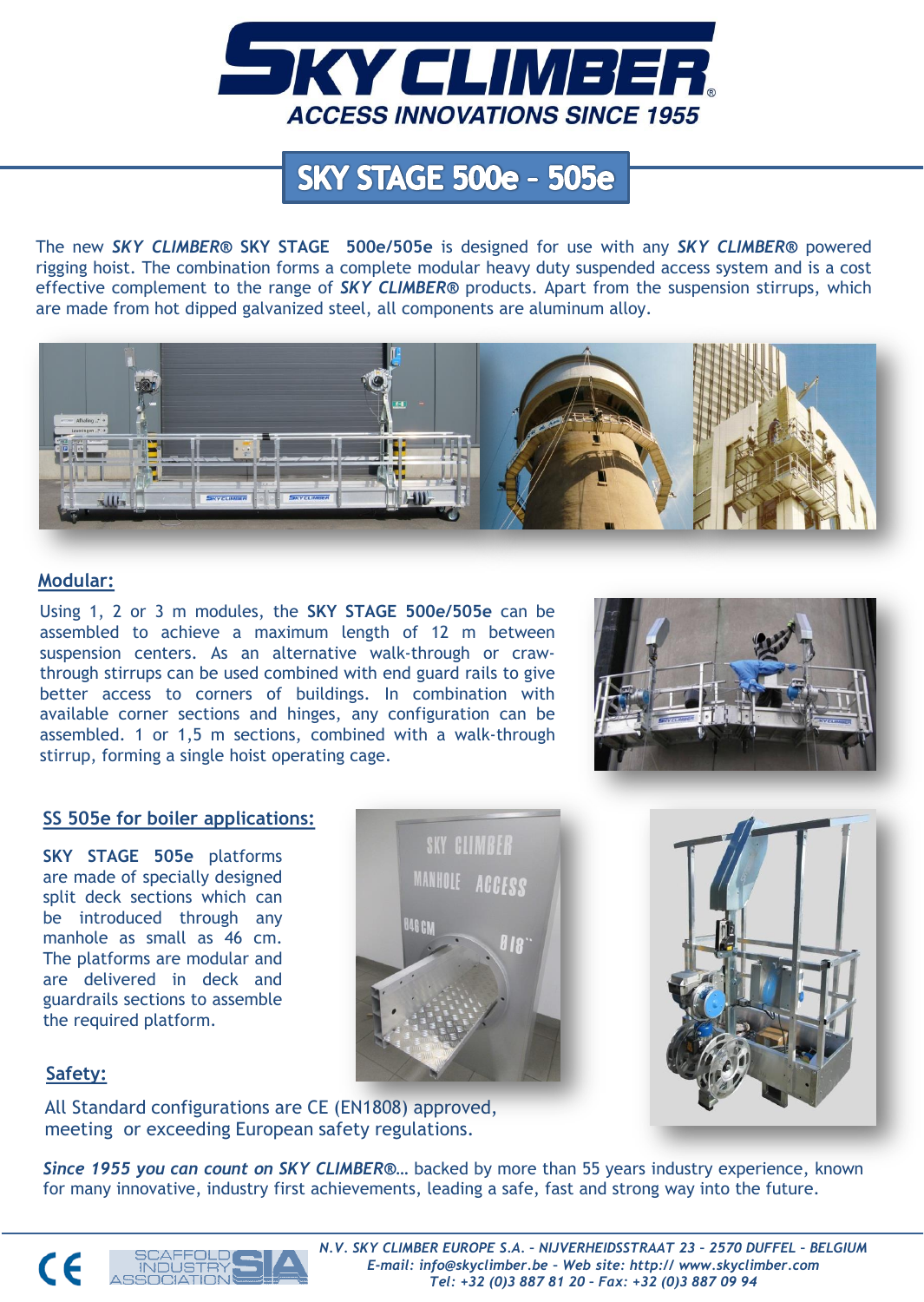# SKY CLIMBER

ACCESS INNOVATIONS SINCE 1955

## SKY STAGE 500e - 505e

The new ***SKY CLIMBER®*** **SKY STAGE 500e/505e** is designed for use with any ***SKY CLIMBER®*** powered rigging hoist. The combination forms a complete modular heavy duty suspended access system and is a cost effective complement to the range of ***SKY CLIMBER®*** products. Apart from the suspension stirrups, which are made from hot dipped galvanized steel, all components are aluminum alloy.

### Modular:

Using 1, 2 or 3 m modules, the **SKY STAGE 500e/505e** can be assembled to achieve a maximum length of 12 m between suspension centers. As an alternative walk-through or craw-through stirrups can be used combined with end guard rails to give better access to corners of buildings. In combination with available corner sections and hinges, any configuration can be assembled. 1 or 1,5 m sections, combined with a walk-through stirrup, forming a single hoist operating cage.

### SS 505e for boiler applications:

**SKY STAGE 505e** platforms are made of specially designed split deck sections which can be introduced through any manhole as small as 46 cm. The platforms are modular and are delivered in deck and guardrails sections to assemble the required platform.

### Safety:

All Standard configurations are CE (EN1808) approved, meeting or exceeding European safety regulations.

*Since 1955 you can count on SKY CLIMBER®…* backed by more than 55 years industry experience, known for many innovative, industry first achievements, leading a safe, fast and strong way into the future.

*N.V. SKY CLIMBER EUROPE S.A. - NIJVERHEIDSSTRAAT 23 - 2570 DUFFEL - BELGIUM*
*E-mail: info@skyclimber.be - Web site: http:// www.skyclimber.com*
*Tel: +32 (0)3 887 81 20 - Fax: +32 (0)3 887 09 94*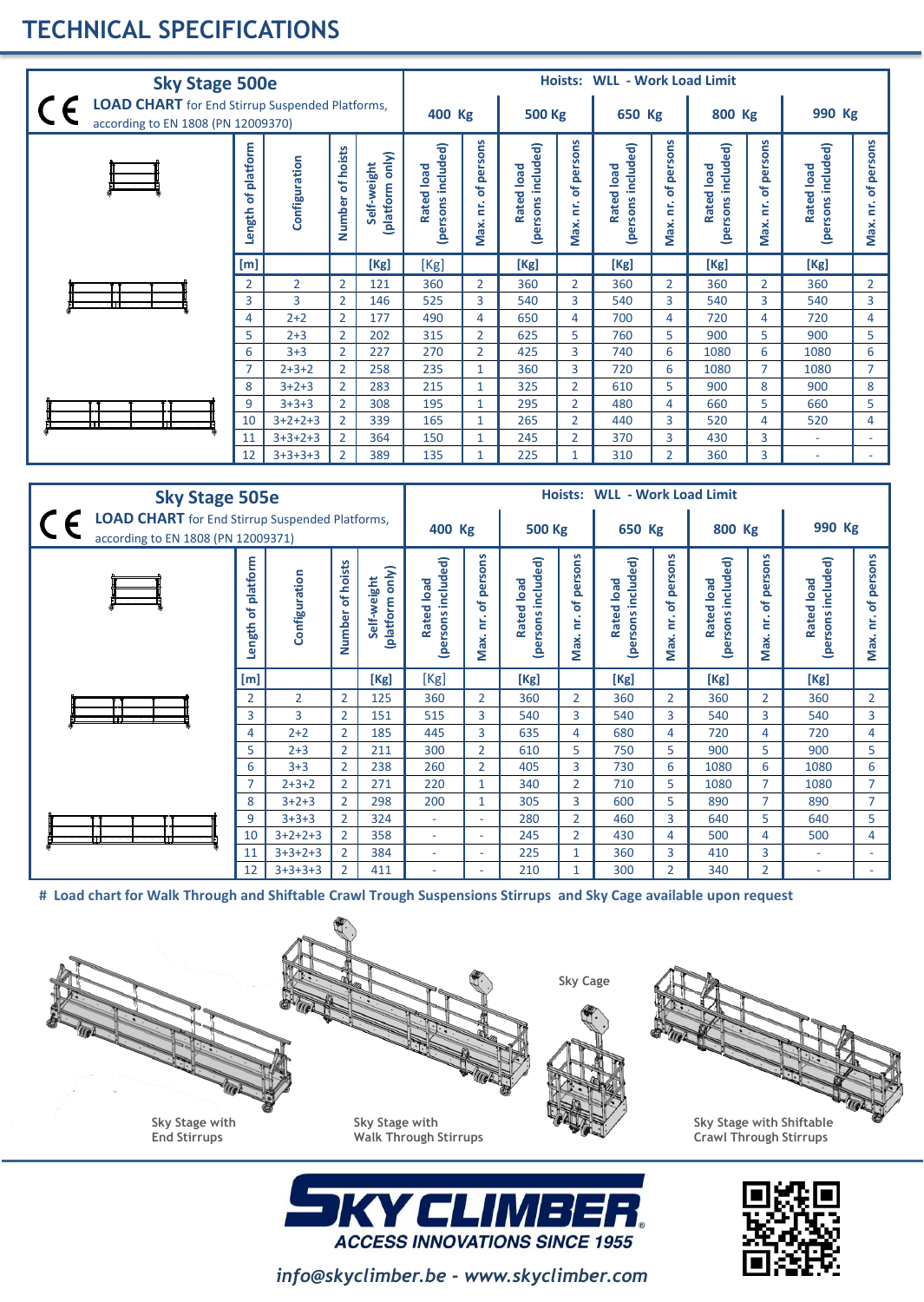# TECHNICAL SPECIFICATIONS

## Sky Stage 500e

CE **LOAD CHART** for End Stirrup Suspended Platforms, according to EN 1808 (PN 12009370)

| | | | | Hoists: WLL - Work Load Limit | | | | | | | | | |
|---|---|---|---|---|---|---|---|---|---|---|---|---|---|
| | | | | 400 Kg | | 500 Kg | | 650 Kg | | 800 Kg | | 990 Kg | |
| Length of platform | Configuration | Number of hoists | Self-weight (platform only) | Rated load (persons included) | Max. nr. of persons | Rated load (persons included) | Max. nr. of persons | Rated load (persons included) | Max. nr. of persons | Rated load (persons included) | Max. nr. of persons | Rated load (persons included) | Max. nr. of persons |
| [m] | | | [Kg] | [Kg] | | [Kg] | | [Kg] | | [Kg] | | [Kg] | |
| 2 | 2 | 2 | 121 | 360 | 2 | 360 | 2 | 360 | 2 | 360 | 2 | 360 | 2 |
| 3 | 3 | 2 | 146 | 525 | 3 | 540 | 3 | 540 | 3 | 540 | 3 | 540 | 3 |
| 4 | 2+2 | 2 | 177 | 490 | 4 | 650 | 4 | 700 | 4 | 720 | 4 | 720 | 4 |
| 5 | 2+3 | 2 | 202 | 315 | 2 | 625 | 5 | 760 | 5 | 900 | 5 | 900 | 5 |
| 6 | 3+3 | 2 | 227 | 270 | 2 | 425 | 3 | 740 | 6 | 1080 | 6 | 1080 | 6 |
| 7 | 2+3+2 | 2 | 258 | 235 | 1 | 360 | 3 | 720 | 6 | 1080 | 7 | 1080 | 7 |
| 8 | 3+2+3 | 2 | 283 | 215 | 1 | 325 | 2 | 610 | 5 | 900 | 8 | 900 | 8 |
| 9 | 3+3+3 | 2 | 308 | 195 | 1 | 295 | 2 | 480 | 4 | 660 | 5 | 660 | 5 |
| 10 | 3+2+2+3 | 2 | 339 | 165 | 1 | 265 | 2 | 440 | 3 | 520 | 4 | 520 | 4 |
| 11 | 3+3+2+3 | 2 | 364 | 150 | 1 | 245 | 2 | 370 | 3 | 430 | 3 | - | - |
| 12 | 3+3+3+3 | 2 | 389 | 135 | 1 | 225 | 1 | 310 | 2 | 360 | 3 | - | - |

## Sky Stage 505e

CE **LOAD CHART** for End Stirrup Suspended Platforms, according to EN 1808 (PN 12009371)

| | | | | Hoists: WLL - Work Load Limit | | | | | | | | | |
|---|---|---|---|---|---|---|---|---|---|---|---|---|---|
| | | | | 400 Kg | | 500 Kg | | 650 Kg | | 800 Kg | | 990 Kg | |
| Length of platform | Configuration | Number of hoists | Self-weight (platform only) | Rated load (persons included) | Max. nr. of persons | Rated load (persons included) | Max. nr. of persons | Rated load (persons included) | Max. nr. of persons | Rated load (persons included) | Max. nr. of persons | Rated load (persons included) | Max. nr. of persons |
| [m] | | | [Kg] | [Kg] | | [Kg] | | [Kg] | | [Kg] | | [Kg] | |
| 2 | 2 | 2 | 125 | 360 | 2 | 360 | 2 | 360 | 2 | 360 | 2 | 360 | 2 |
| 3 | 3 | 2 | 151 | 515 | 3 | 540 | 3 | 540 | 3 | 540 | 3 | 540 | 3 |
| 4 | 2+2 | 2 | 185 | 445 | 3 | 635 | 4 | 680 | 4 | 720 | 4 | 720 | 4 |
| 5 | 2+3 | 2 | 211 | 300 | 2 | 610 | 5 | 750 | 5 | 900 | 5 | 900 | 5 |
| 6 | 3+3 | 2 | 238 | 260 | 2 | 405 | 3 | 730 | 6 | 1080 | 6 | 1080 | 6 |
| 7 | 2+3+2 | 2 | 271 | 220 | 1 | 340 | 2 | 710 | 5 | 1080 | 7 | 1080 | 7 |
| 8 | 3+2+3 | 2 | 298 | 200 | 1 | 305 | 3 | 600 | 5 | 890 | 7 | 890 | 7 |
| 9 | 3+3+3 | 2 | 324 | - | - | 280 | 2 | 460 | 3 | 640 | 5 | 640 | 5 |
| 10 | 3+2+2+3 | 2 | 358 | - | - | 245 | 2 | 430 | 4 | 500 | 4 | 500 | 4 |
| 11 | 3+3+2+3 | 2 | 384 | - | - | 225 | 1 | 360 | 3 | 410 | 3 | - | - |
| 12 | 3+3+3+3 | 2 | 411 | - | - | 210 | 1 | 300 | 2 | 340 | 2 | - | - |

**# Load chart for Walk Through and Shiftable Crawl Trough Suspensions Stirrups and Sky Cage available upon request**

Sky Stage with End Stirrups

Sky Stage with Walk Through Stirrups

Sky Cage

Sky Stage with Shiftable Crawl Through Stirrups

SKY CLIMBER®
ACCESS INNOVATIONS SINCE 1955

*info@skyclimber.be - www.skyclimber.com*